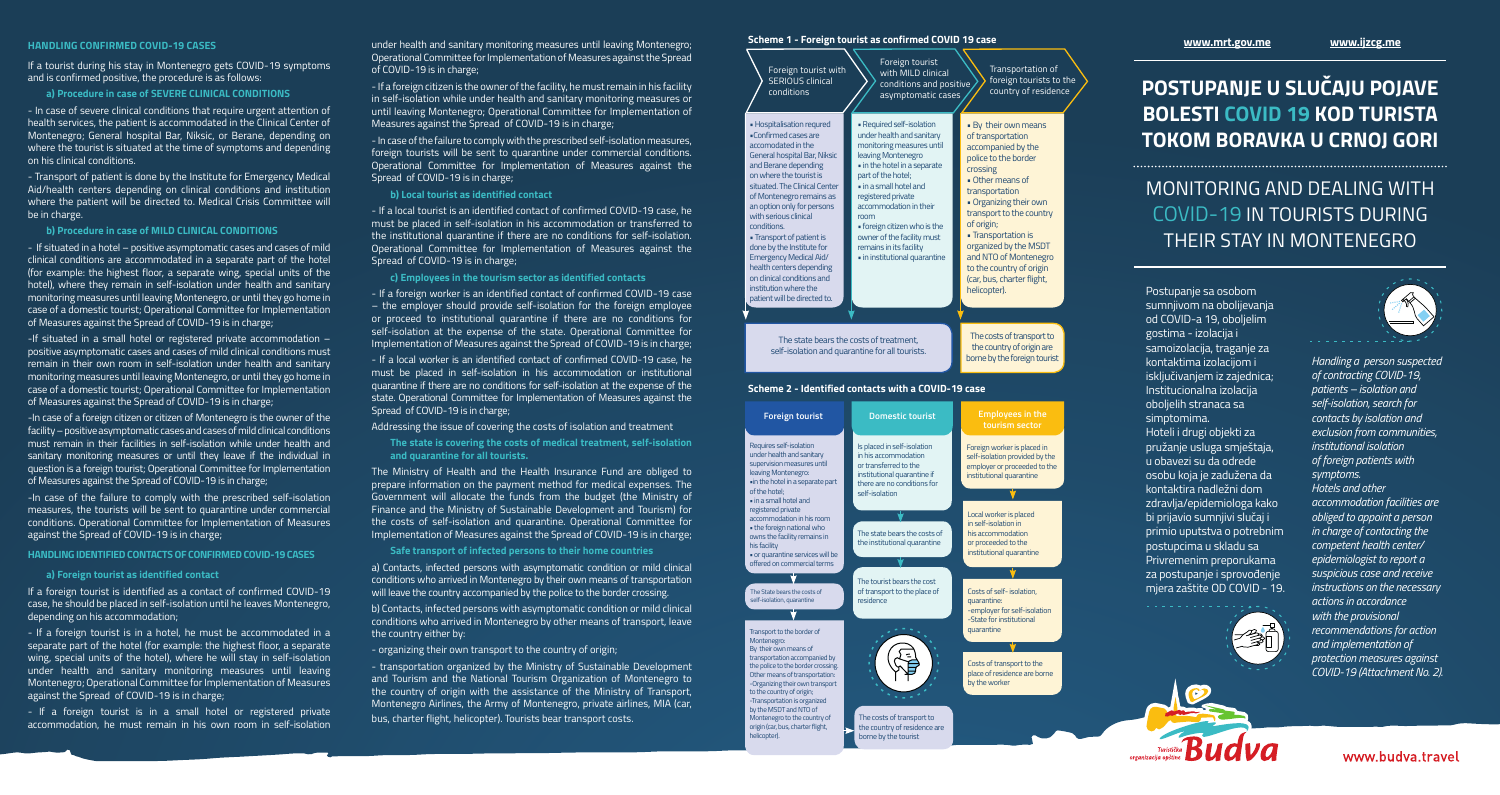## HANDLING CONFIRMED COVID-19 CASES

If a tourist during his stay in Montenegro gets COVID-19 symptoms and is confirmed positive, the procedure is as follows:

### a) Procedure in case of SEVERE CLINICAL CONDITIONS

- In case of severe clinical conditions that require urgent attention of health services, the patient is accommodated in the Clinical Center of Montenegro; General hospital Bar, Niksic, or Berane, depending on where the tourist is situated at the time of symptoms and depending on his clinical conditions.

- Transport of patient is done by the Institute for Emergency Medical Aid/health centers depending on clinical conditions and institution where the patient will be directed to. Medical Crisis Committee will be in charge.

### b) Procedure in case of MILD CLINICAL CONDITIONS

- If situated in a hotel – positive asymptomatic cases and cases of mild clinical conditions are accommodated in a separate part of the hotel (for example: the highest floor, a separate wing, special units of the hotel), where they remain in self-isolation under health and sanitary monitoring measures until leaving Montenegro, or until they go home in case of a domestic tourist; Operational Committee for Implementation of Measures against the Spread of COVID-19 is in charge;

-If situated in a small hotel or registered private accommodation – positive asymptomatic cases and cases of mild clinical conditions must remain in their own room in self-isolation under health and sanitary monitoring measures until leaving Montenegro, or until they go home in case of a domestic tourist; Operational Committee for Implementation of Measures against the Spread of COVID-19 is in charge;

-In case of a foreign citizen or citizen of Montenegro is the owner of the facility – positive asymptomatic cases and cases of mild clinical conditions must remain in their facilities in self-isolation while under health and sanitary monitoring measures or until they leave if the individual in question is a foreign tourist; Operational Committee for Implementation of Measures against the Spread of COVID-19 is in charge;

-In case of the failure to comply with the prescribed self-isolation measures, the tourists will be sent to quarantine under commercial conditions. Operational Committee for Implementation of Measures against the Spread of COVID-19 is in charge;

## HANDLING IDENTIFIED CONTACTS OF CONFIRMED COVID-19 CASES

### a) Foreign tourist as identified contact

If a foreign tourist is identified as a contact of confirmed COVID-19 case, he should be placed in self-isolation until he leaves Montenegro, depending on his accommodation;

- If a foreign tourist is in a hotel, he must be accommodated in a separate part of the hotel (for example: the highest floor, a separate wing, special units of the hotel), where he will stay in self-isolation under health and sanitary monitoring measures until leaving Montenegro; Operational Committee for Implementation of Measures against the Spread of COVID-19 is in charge;

- If a foreign tourist is in a small hotel or registered private accommodation, he must remain in his own room in self-isolation under health and sanitary monitoring measures until leaving Montenegro; Operational Committee for Implementation of Measures against the Spread of COVID-19 is in charge;

- If a foreign citizen is the owner of the facility, he must remain in his facility in self-isolation while under health and sanitary monitoring measures or until leaving Montenegro; Operational Committee for Implementation of Measures against the Spread of COVID-19 is in charge;

- In case of the failure to comply with the prescribed self-isolation measures, foreign tourists will be sent to quarantine under commercial conditions. Operational Committee for Implementation of Measures against the Spread of COVID-19 is in charge;

### b) Local tourist as identified contact

- If a local tourist is an identified contact of confirmed COVID-19 case, he must be placed in self-isolation in his accommodation or transferred to the institutional quarantine if there are no conditions for self-isolation. Operational Committee for Implementation of Measures against the Spread of COVID-19 is in charge;

### c) Employees in the tourism sector as identified contacts

- If a foreign worker is an identified contact of confirmed COVID-19 case – the employer should provide self-isolation for the foreign employee or proceed to institutional quarantine if there are no conditions for self-isolation at the expense of the state. Operational Committee for Implementation of Measures against the Spread of COVID-19 is in charge;

- If a local worker is an identified contact of confirmed COVID-19 case, he must be placed in self-isolation in his accommodation or institutional quarantine if there are no conditions for self-isolation at the expense of the state. Operational Committee for Implementation of Measures against the Spread of COVID-19 is in charge;

Addressing the issue of covering the costs of isolation and treatment

**The state is covering the costs of medical treatment, self-isolation and quarantine for all tourists.**

The Ministry of Health and the Health Insurance Fund are obliged to prepare information on the payment method for medical expenses. The Government will allocate the funds from the budget (the Ministry of Finance and the Ministry of Sustainable Development and Tourism) for the costs of self-isolation and quarantine. Operational Committee for Implementation of Measures against the Spread of COVID-19 is in charge;

**Safe transport of infected persons to their home countries**

a) Contacts, infected persons with asymptomatic condition or mild clinical conditions who arrived in Montenegro by their own means of transportation will leave the country accompanied by the police to the border crossing.

b) Contacts, infected persons with asymptomatic condition or mild clinical conditions who arrived in Montenegro by other means of transport, leave the country either by:

- organizing their own transport to the country of origin;

- transportation organized by the Ministry of Sustainable Development and Tourism and the National Tourism Organization of Montenegro to the country of origin with the assistance of the Ministry of Transport, Montenegro Airlines, the Army of Montenegro, private airlines, MIA (car, bus, charter flight, helicopter). Tourists bear transport costs.

## Scheme 1 - Foreign tourist as confirmed COVID 19 case

| Foreign tourist with SERIOUS clinical conditions | Foreign tourist with MILD clinical conditions and positive asymptomatic cases | Transportation of foreign tourists to the country of residence |
|---|---|---|
| • Hospitalisation requred<br>•Confirmed cases are accomodated in the General hospital Bar, Niksic and Berane depending on where the tourist is situated. The Clinical Center of Montenegro remains as an option only for persons with serious clinical conditions.<br>• Transport of patient is done by the Institute for Emergency Medical Aid/ health centers depending on clinical conditions and institution where the patient will be directed to. | • Required self-isolation under health and sanitary monitoring measures until leaving Montenegro<br>• in the hotel in a separate part of the hotel;<br>• in a small hotel and registered private accommodation in their room<br>• foreign citizen who is the owner of the facility must remains in its facility<br>• in institutional quarantine | • By their own means of transportation accompanied by the police to the border crossing<br>• Other means of transportation<br>• Organizing their own transport to the country of origin;<br>• Transportation is organized by the MSDT and NTO of Montenegro to the country of origin (car, bus, charter flight, helicopter). |
| The state bears the costs of treatment, self-isolation and quarantine for all tourists. | | The costs of transport to the country of origin are borne by the foreign tourist |

## Scheme 2 - Identified contacts with a COVID-19 case

| Foreign tourist | Domestic tourist | Employees in the tourism sector |
|---|---|---|
| Requires self-isolation under health and sanitary supervision measures until leaving Montenegro:<br>•in the hotel in a separate part of the hotel;<br>• in a small hotel and registered private accommodation in his room<br>• the foreign national who owns the facility remains in his facility<br>• or quarantine services will be offered on commercial terms | Is placed in self-isolation in his accommodation or transferred to the institutional quarantine if there are no conditions for self-isolation | Foreign worker is placed in self-isolation provided by the employer or proceeded to the institutional quarantine |
| The State bears the costs of self-isolation, quarantine | The state bears the costs of the institutional quarantine | Local worker is placed in self-isolation in his accommodation or proceeded to the institutional quarantine |
| Transport to the border of Montenegro:<br>By their own means of transportation accompanied by the police to the border crossing. Other means of transportation:<br>-Organizing their own transport to the country of origin;<br>-Transportation is organized by the MSDT and NTO of Montenegro to the country of origin (car, bus, charter flight, helicopter). | The tourist bears the cost of transport to the place of residence | Costs of self- isolation, quarantine:<br>-employer for self-isolation<br>-State for institutional quarantine |
| | The costs of transport to the country of residence are borne by the tourist | Costs of transport to the place of residence are borne by the worker |

www.mrt.gov.me www.ijzcg.me

# POSTUPANJE U SLUČAJU POJAVE BOLESTI COVID 19 KOD TURISTA TOKOM BORAVKA U CRNOJ GORI

# MONITORING AND DEALING WITH COVID-19 IN TOURISTS DURING THEIR STAY IN MONTENEGRO

Postupanje sa osobom sumnjivom na obolijevanja od COVID-a 19, oboljelim gostima - izolacija i samoizolacija, traganje za kontaktima izolacijom i isključivanjem iz zajednica; Institucionalna izolacija oboljelih stranaca sa simptomima.
Hoteli i drugi objekti za pružanje usluga smještaja, u obavezi su da odrede osobu koja je zadužena da kontaktira nadležni dom zdravlja/epidemiologa kako bi prijavio sumnjivi slučaj i primio uputstva o potrebnim postupcima u skladu sa Privremenim preporukama za postupanje i sprovođenje mjera zaštite OD COVID - 19.

*Handling a person suspected of contracting COVID-19, patients – isolation and self-isolation, search for contacts by isolation and exclusion from communities, institutional isolation of foreign patients with symptoms.*
*Hotels and other accommodation facilities are obliged to appoint a person in charge of contacting the competent health center/ epidemiologist to report a suspicious case and receive instructions on the necessary actions in accordance with the provisional recommendations for action and implementation of protection measures against COVID-19 (Attachment No. 2).*

Turistička organizacija opštine Budva

www.budva.travel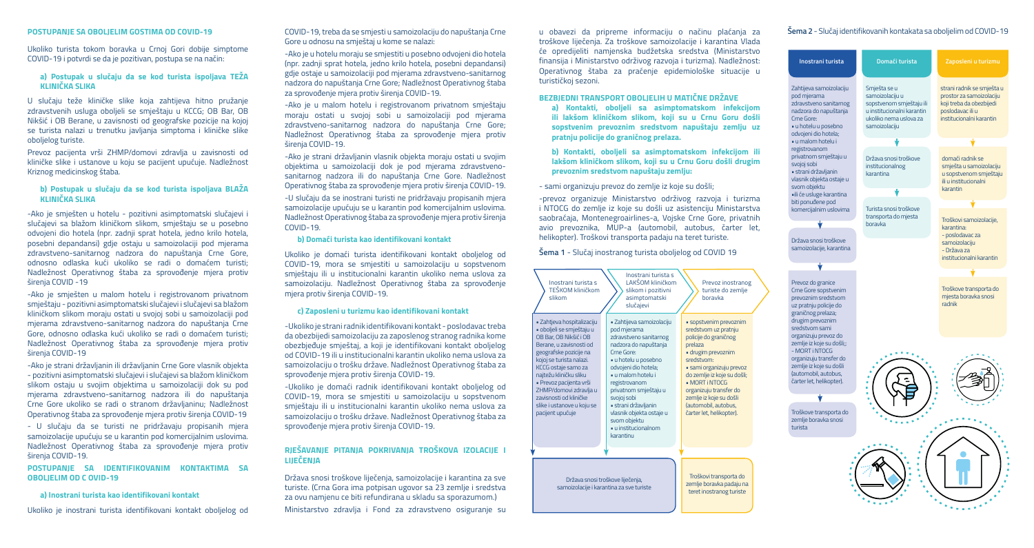## POSTUPANJE SA OBOLJELIM GOSTIMA OD COVID-19

Ukoliko turista tokom boravka u Crnoj Gori dobije simptome COVID-19 i potvrdi se da je pozitivan, postupa se na način:

### a) Postupak u slučaju da se kod turista ispoljava TEŽA KLINIČKA SLIKA

U slučaju teže kliničke slike koja zahtijeva hitno pružanje zdravstvenih usluga oboljeli se smještaju u KCCG; OB Bar, OB Nikšić i OB Berane, u zavisnosti od geografske pozicije na kojoj se turista nalazi u trenutku javljanja simptoma i kliničke slike oboljelog turiste.

Prevoz pacijenta vrši ZHMP/domovi zdravlja u zavisnosti od kliničke slike i ustanove u koju se pacijent upućuje. Nadležnost Kriznog medicinskog štaba.

### b) Postupak u slučaju da se kod turista ispoljava BLAŽA KLINIČKA SLIKA

-Ako je smješten u hotelu - pozitivni asimptomatski slučajevi i slučajevi sa blažom kliničkom slikom, smještaju se u posebno odvojeni dio hotela (npr. zadnji sprat hotela, jedno krilo hotela, posebni depandansi) gdje ostaju u samoizolaciji pod mjerama zdravstveno-sanitarnog nadzora do napuštanja Crne Gore, odnosno odlaska kući ukoliko se radi o domaćem turisti; Nadležnost Operativnog štaba za sprovođenje mjera protiv širenja COVID -19

-Ako je smješten u malom hotelu i registrovanom privatnom smještaju - pozitivni asimptomatski slučajevi i slučajevi sa blažom kliničkom slikom moraju ostati u svojoj sobi u samoizolaciji pod mjerama zdravstveno-sanitarnog nadzora do napuštanja Crne Gore, odnosno odlaska kući ukoliko se radi o domaćem turisti; Nadležnost Operativnog štaba za sprovođenje mjera protiv širenja COVID-19

-Ako je strani državljanin ili državljanin Crne Gore vlasnik objekta - pozitivni asimptomatski slučajevi i slučajevi sa blažom kliničkom slikom ostaju u svojim objektima u samoizolaciji dok su pod mjerama zdravstveno-sanitarnog nadzora ili do napuštanja Crne Gore ukoliko se radi o stranom državljaninu; Nadležnost Operativnog štaba za sprovođenje mjera protiv širenja COVID-19

- U slučaju da se turisti ne pridržavaju propisanih mjera samoizolacije upućuju se u karantin pod komercijalnim uslovima. Nadležnost Operativnog štaba za sprovođenje mjera protiv širenja COVID-19.

## POSTUPANJE SA IDENTIFIKOVANIM KONTAKTIMA SA OBOLJELIM OD COVID-19

### a) Inostrani turista kao identifikovani kontakt

Ukoliko je inostrani turista identifikovani kontakt oboljelog od COVID-19, treba da se smjesti u samoizolaciju do napuštanja Crne Gore u odnosu na smještaj u kome se nalazi:

-Ako je u hotelu moraju se smjestiti u posebno odvojeni dio hotela (npr. zadnji sprat hotela, jedno krilo hotela, posebni depandansi) gdje ostaje u samoizolaciji pod mjerama zdravstveno-sanitarnog nadzora do napuštanja Crne Gore; Nadležnost Operativnog štaba za sprovođenje mjera protiv širenja COVID-19.

-Ako je u malom hotelu i registrovanom privatnom smještaju moraju ostati u svojoj sobi u samoizolaciji pod mjerama zdravstveno-sanitarnog nadzora do napuštanja Crne Gore; Nadležnost Operativnog štaba za sprovođenje mjera protiv širenja COVID-19.

-Ako je strani državljanin vlasnik objekta moraju ostati u svojim objektima u samoizolaciji dok je pod mjerama zdravstveno-sanitarnog nadzora ili do napuštanja Crne Gore. Nadležnost Operativnog štaba za sprovođenje mjera protiv širenja COVID-19.

-U slučaju da se inostrani turisti ne pridržavaju propisanih mjera samoizolacije upućuju se u karantin pod komercijalnim uslovima. Nadležnost Operativnog štaba za sprovođenje mjera protiv širenja COVID-19.

### b) Domaći turista kao identifikovani kontakt

Ukoliko je domaći turista identifikovani kontakt oboljelog od COVID-19, mora se smjestiti u samoizolaciju u sopstvenom smještaju ili u institucionalni karantin ukoliko nema uslova za samoizolaciju. Nadležnost Operativnog štaba za sprovođenje mjera protiv širenja COVID-19.

### c) Zaposleni u turizmu kao identifikovani kontakt

-Ukoliko je strani radnik identifikovani kontakt - poslodavac treba da obezbijedi samoizolaciju za zaposlenog stranog radnika kome obezbjeđuje smještaj, a koji je identifikovani kontakt oboljelog od COVID-19 ili u institucionalni karantin ukoliko nema uslova za samoizolaciju o trošku države. Nadležnost Operativnog štaba za sprovođenje mjera protiv širenja COVID-19.

-Ukoliko je domaći radnik identifikovani kontakt oboljelog od COVID-19, mora se smjestiti u samoizolaciju u sopstvenom smještaju ili u institucionalni karantin ukoliko nema uslova za samoizolaciju o trošku države. Nadležnost Operativnog štaba za sprovođenje mjera protiv širenja COVID-19.

## RJEŠAVANJE PITANJA POKRIVANJA TROŠKOVA IZOLACIJE I LIJEČENJA

Država snosi troškove liječenja, samoizolacije i karantina za sve turiste. (Crna Gora ima potpisan ugovor sa 23 zemlje i sredstva za ovu namjenu ce biti refundirana u skladu sa sporazumom.)

Ministarstvo zdravlja i Fond za zdravstveno osiguranje su u obavezi da pripreme informaciju o načinu plaćanja za troškove liječenja. Za troškove samoizolacije i karantina Vlada će opredijeliti namjenska budžetska sredstva (Ministarstvo finansija i Ministarstvo održivog razvoja i turizma). Nadležnost: Operativnog štaba za praćenje epidemiološke situacije u turističkoj sezoni.

## BEZBJEDNI TRANSPORT OBOLJELIH U MATIČNE DRŽAVE

**a) Kontakti, oboljeli sa asimptomatskom infekcijom ili lakšom kliničkom slikom, koji su u Crnu Goru došli sopstvenim prevoznim sredstvom napuštaju zemlju uz pratnju policije do graničnog prelaza.**

**b) Kontakti, oboljeli sa asimptomatskom infekcijom ili lakšom kliničkom slikom, koji su u Crnu Goru došli drugim prevoznim sredstvom napuštaju zemlju:**

- sami organizuju prevoz do zemlje iz koje su došli;

-prevoz organizuje Ministarstvo održivog razvoja i turizma i NTOCG do zemlje iz koje su došli uz asistenciju Ministarstva saobraćaja, Montenegroairlines-a, Vojske Crne Gore, privatnih avio prevoznika, MUP-a (automobil, autobus, čarter let, helikopter). Troškovi transporta padaju na teret turiste.

**Šema 1** - Slučaj inostranog turista oboljelog od COVID 19

| Inostrani turista s TEŠKOM kliničkom slikom | Inostrani turista s LAKŠOM kliničkom slikom i pozitivni asimptomatski slučajevi | Prevoz inostranog turiste do zemlje boravka |
| --- | --- | --- |
| • Zahtjeva hospitalizaciju • oboljeli se smještaju u OB Bar, OB Nikšić i OB Berane, u zavisnosti od geografske pozicije na kojoj se turista nalazi. KCCG ostaje samo za najtežu kliničku sliku • Prevoz pacijenta vrši ZHMP/domovi zdravlja u zavisnosti od kliničke slike i ustanove u koju se pacijent upućuje | • Zahtjeva samoizolaciju pod mjerama zdravstveno sanitarnog nadzora do napuštanja Crne Gore: • u hotelu u posebno odvojeni dio hotela; • u malom hotelu i registrovanom privatnom smještaju u svojoj sobi • strani državljanin vlasnik objekta ostaje u svom objektu • u institucionalnom karantinu | • sopstvenim prevoznim sredstvom uz pratnju policije do graničnog prelaza • drugim prevoznim sredstvom: • sami organizuju prevoz do zemlje iz koje su došli; • MORT i NTOCG organizuju transfer do zemlje iz koje su došli (automobil, autobus, čarter let, helikopter). |
| Država snosi troškove liječenja, samoizolacije i karantina za sve turiste | | Troškovi transporta do zemlje boravka padaju na teret inostranog turiste |

**Šema 2** - Slučaj identifikovanih kontakata sa oboljelim od COVID-19

**Inostrani turista**

Zahtjeva samoizolaciju pod mjerama zdravstveno sanitarnog nadzora do napuštanja Crne Gore:
- u hotelu u posebno odvojeni dio hotela;
- u malom hotelu i registrovanom privatnom smještaju u svojoj sobi
- strani državljanin vlasnik objekta ostaje u svom objektu
- ili će usluge karantina biti ponuđene pod komercijalnim uslovima

Država snosi troškove samoizolacije, karantina

Prevoz do granice Crne Gore sopstvenim prevoznim sredstvom uz pratnju policije do graničnog prelaza; drugim prevoznim sredstvom sami organizuju prevoz do zemlje iz koje su došli;
- MORT i NTOCG organizuju transfer do zemlje iz koje su došli (automobil, autobus, čarter let, helikopter).

Troškove transporta do zemlje boravka snosi turista

**Domaći turista**

Smješta se u samoizolaciju u sopstvenom smještaju ili u institucionalni karantin ukoliko nema uslova za samoizolaciju

Država snosi troškove institucionalnog karantina

Turista snosi troškove transporta do mjesta boravka

**Zaposleni u turizmu**

strani radnik se smješta u prostor za samoizolaciju koji treba da obezbijedi poslodavac ili u institucionalni karantin

domaći radnik se smješta u samoizolaciju u sopstvenom smještaju ili u institucionalni karantin

Troškovi samoizolacije, karantina:
- poslodavac za samoizolaciju
- Država za institucionalni karantin

Troškove transporta do mjesta boravka snosi radnik